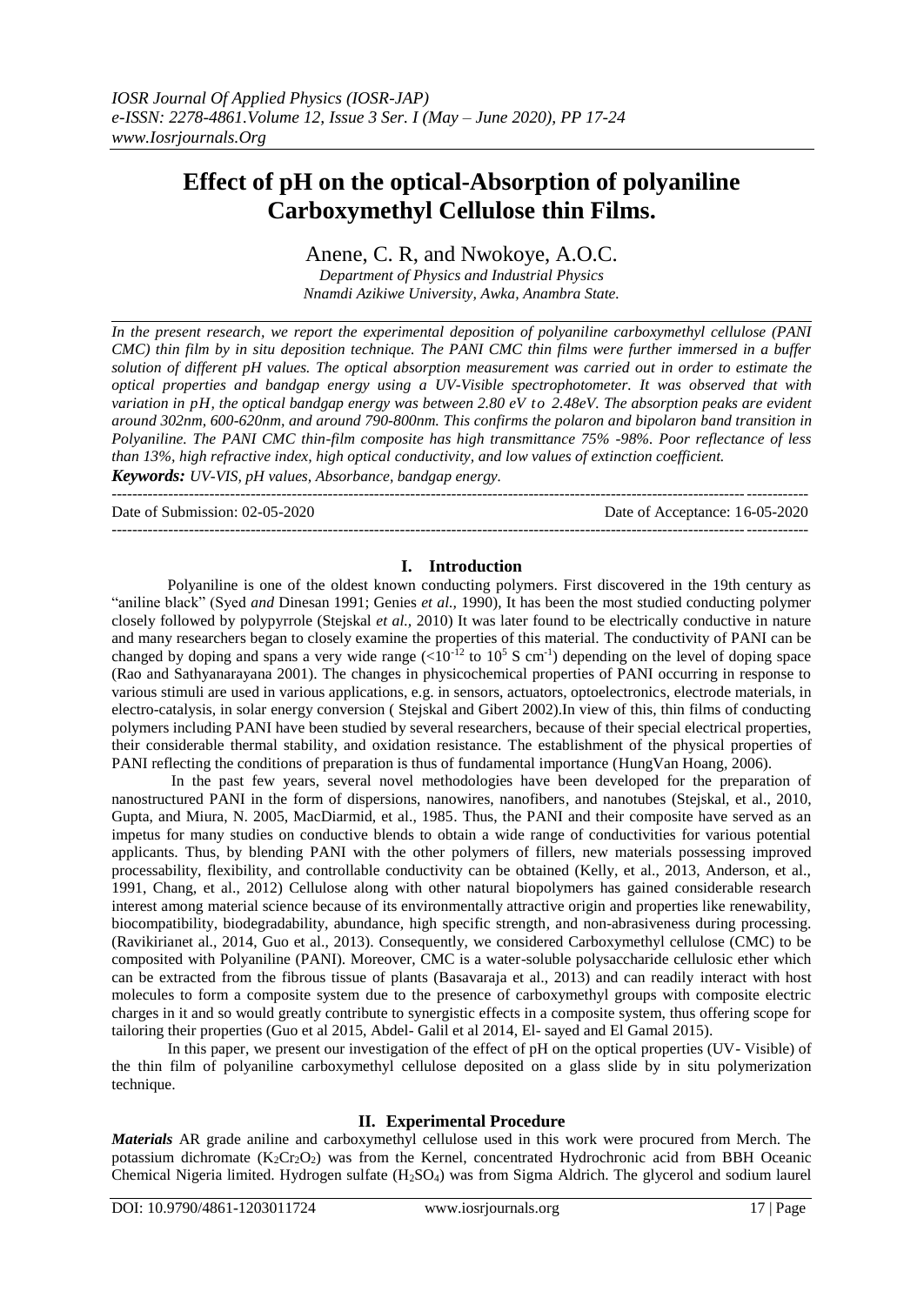# Effect of pH on the optical-Absorption of polyaniline Carboxymethyl Cellulose thin Films.

Anene, C. R, and Nwokoye, A.O.C.

*Department of Physics and Industrial Physics*
*Nnamdi Azikiwe University, Awka, Anambra State.*

*In the present research, we report the experimental deposition of polyaniline carboxymethyl cellulose (PANI CMC) thin film by in situ deposition technique. The PANI CMC thin films were further immersed in a buffer solution of different pH values. The optical absorption measurement was carried out in order to estimate the optical properties and bandgap energy using a UV-Visible spectrophotometer. It was observed that with variation in pH, the optical bandgap energy was between 2.80 eV to 2.48eV. The absorption peaks are evident around 302nm, 600-620nm, and around 790-800nm. This confirms the polaron and bipolaron band transition in Polyaniline. The PANI CMC thin-film composite has high transmittance 75% -98%. Poor reflectance of less than 13%, high refractive index, high optical conductivity, and low values of extinction coefficient.*

***Keywords:*** *UV-VIS, pH values, Absorbance, bandgap energy.*

---

Date of Submission: 02-05-2020 Date of Acceptance: 16-05-2020

---

## I. Introduction

Polyaniline is one of the oldest known conducting polymers. First discovered in the 19th century as "aniline black" (Syed *and* Dinesan 1991; Genies *et al.,* 1990), It has been the most studied conducting polymer closely followed by polypyrrole (Stejskal *et al.,* 2010) It was later found to be electrically conductive in nature and many researchers began to closely examine the properties of this material. The conductivity of PANI can be changed by doping and spans a very wide range ($<10^{-12}$ to $10^{5}$ S $cm^{-1}$) depending on the level of doping space (Rao and Sathyanarayana 2001). The changes in physicochemical properties of PANI occurring in response to various stimuli are used in various applications, e.g. in sensors, actuators, optoelectronics, electrode materials, in electro-catalysis, in solar energy conversion ( Stejskal and Gibert 2002).In view of this, thin films of conducting polymers including PANI have been studied by several researchers, because of their special electrical properties, their considerable thermal stability, and oxidation resistance. The establishment of the physical properties of PANI reflecting the conditions of preparation is thus of fundamental importance (HungVan Hoang, 2006).

In the past few years, several novel methodologies have been developed for the preparation of nanostructured PANI in the form of dispersions, nanowires, nanofibers, and nanotubes (Stejskal, et al., 2010, Gupta, and Miura, N. 2005, MacDiarmid, et al., 1985. Thus, the PANI and their composite have served as an impetus for many studies on conductive blends to obtain a wide range of conductivities for various potential applicants. Thus, by blending PANI with the other polymers of fillers, new materials possessing improved processability, flexibility, and controllable conductivity can be obtained (Kelly, et al., 2013, Anderson, et al., 1991, Chang, et al., 2012) Cellulose along with other natural biopolymers has gained considerable research interest among material science because of its environmentally attractive origin and properties like renewability, biocompatibility, biodegradability, abundance, high specific strength, and non-abrasiveness during processing. (Ravikirianet al., 2014, Guo et al., 2013). Consequently, we considered Carboxymethyl cellulose (CMC) to be composited with Polyaniline (PANI). Moreover, CMC is a water-soluble polysaccharide cellulosic ether which can be extracted from the fibrous tissue of plants (Basavaraja et al., 2013) and can readily interact with host molecules to form a composite system due to the presence of carboxymethyl groups with composite electric charges in it and so would greatly contribute to synergistic effects in a composite system, thus offering scope for tailoring their properties (Guo et al 2015, Abdel- Galil et al 2014, El- sayed and El Gamal 2015).

In this paper, we present our investigation of the effect of pH on the optical properties (UV- Visible) of the thin film of polyaniline carboxymethyl cellulose deposited on a glass slide by in situ polymerization technique.

## II. Experimental Procedure

***Materials*** AR grade aniline and carboxymethyl cellulose used in this work were procured from Merch. The potassium dichromate ($K_2Cr_2O_2$) was from the Kernel, concentrated Hydrochronic acid from BBH Oceanic Chemical Nigeria limited. Hydrogen sulfate ($H_2SO_4$) was from Sigma Aldrich. The glycerol and sodium laurel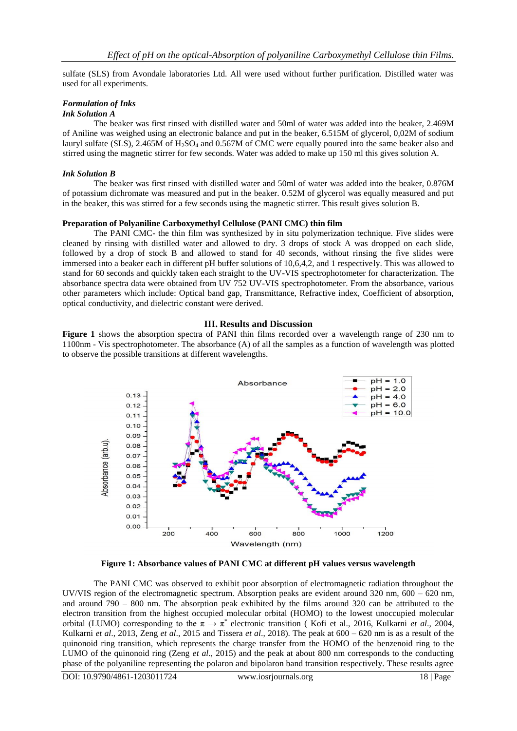sulfate (SLS) from Avondale laboratories Ltd. All were used without further purification. Distilled water was used for all experiments.

***Formulation of Inks***

***Ink Solution A***

The beaker was first rinsed with distilled water and 50ml of water was added into the beaker, 2.469M of Aniline was weighed using an electronic balance and put in the beaker, 6.515M of glycerol, 0,02M of sodium lauryl sulfate (SLS), 2.465M of $H_2SO_4$ and 0.567M of CMC were equally poured into the same beaker also and stirred using the magnetic stirrer for few seconds. Water was added to make up 150 ml this gives solution A.

***Ink Solution B***

The beaker was first rinsed with distilled water and 50ml of water was added into the beaker, 0.876M of potassium dichromate was measured and put in the beaker. 0.52M of glycerol was equally measured and put in the beaker, this was stirred for a few seconds using the magnetic stirrer. This result gives solution B.

**Preparation of Polyaniline Carboxymethyl Cellulose (PANI CMC) thin film**

The PANI CMC- the thin film was synthesized by in situ polymerization technique. Five slides were cleaned by rinsing with distilled water and allowed to dry. 3 drops of stock A was dropped on each slide, followed by a drop of stock B and allowed to stand for 40 seconds, without rinsing the five slides were immersed into a beaker each in different pH buffer solutions of 10,6,4,2, and 1 respectively. This was allowed to stand for 60 seconds and quickly taken each straight to the UV-VIS spectrophotometer for characterization. The absorbance spectra data were obtained from UV 752 UV-VIS spectrophotometer. From the absorbance, various other parameters which include: Optical band gap, Transmittance, Refractive index, Coefficient of absorption, optical conductivity, and dielectric constant were derived.

## III. Results and Discussion

**Figure 1** shows the absorption spectra of PANI thin films recorded over a wavelength range of 230 nm to 1100nm - Vis spectrophotometer. The absorbance (A) of all the samples as a function of wavelength was plotted to observe the possible transitions at different wavelengths.

**Figure 1: Absorbance values of PANI CMC at different pH values versus wavelength**

The PANI CMC was observed to exhibit poor absorption of electromagnetic radiation throughout the UV/VIS region of the electromagnetic spectrum. Absorption peaks are evident around 320 nm, 600 – 620 nm, and around 790 – 800 nm. The absorption peak exhibited by the films around 320 can be attributed to the electron transition from the highest occupied molecular orbital (HOMO) to the lowest unoccupied molecular orbital (LUMO) corresponding to the $\pi \rightarrow \pi^*$ electronic transition ( Kofi et al., 2016, Kulkarni *et al*., 2004, Kulkarni *et al*., 2013, Zeng *et al*., 2015 and Tissera *et al*., 2018). The peak at 600 – 620 nm is as a result of the quinonoid ring transition, which represents the charge transfer from the HOMO of the benzenoid ring to the LUMO of the quinonoid ring (Zeng *et al*., 2015) and the peak at about 800 nm corresponds to the conducting phase of the polyaniline representing the polaron and bipolaron band transition respectively. These results agree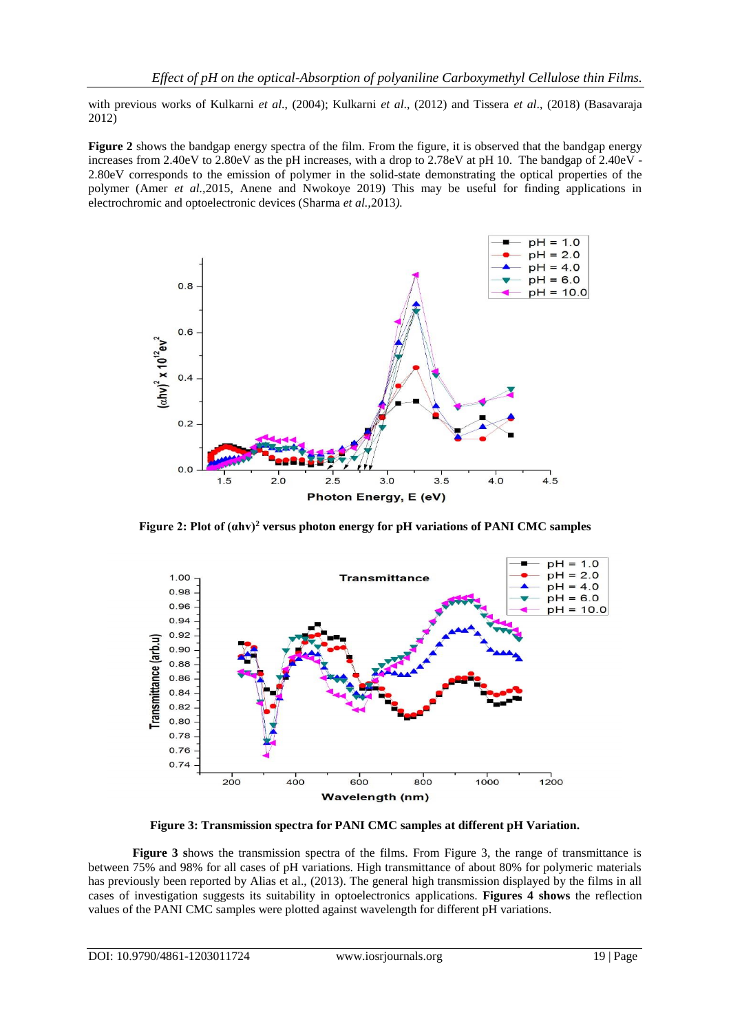with previous works of Kulkarni *et al.*, (2004); Kulkarni *et al*., (2012) and Tissera *et al*., (2018) (Basavaraja 2012)

**Figure 2** shows the bandgap energy spectra of the film. From the figure, it is observed that the bandgap energy increases from 2.40eV to 2.80eV as the pH increases, with a drop to 2.78eV at pH 10. The bandgap of 2.40eV - 2.80eV corresponds to the emission of polymer in the solid-state demonstrating the optical properties of the polymer (Amer *et al.*,2015, Anene and Nwokoye 2019) This may be useful for finding applications in electrochromic and optoelectronic devices (Sharma *et al.*,2013*).*

**Figure 2: Plot of $(\alpha h\nu)^2$ versus photon energy for pH variations of PANI CMC samples**

**Figure 3: Transmission spectra for PANI CMC samples at different pH Variation.**

**Figure 3 s**hows the transmission spectra of the films. From Figure 3, the range of transmittance is between 75% and 98% for all cases of pH variations. High transmittance of about 80% for polymeric materials has previously been reported by Alias et al., (2013). The general high transmission displayed by the films in all cases of investigation suggests its suitability in optoelectronics applications. **Figures 4 shows** the reflection values of the PANI CMC samples were plotted against wavelength for different pH variations.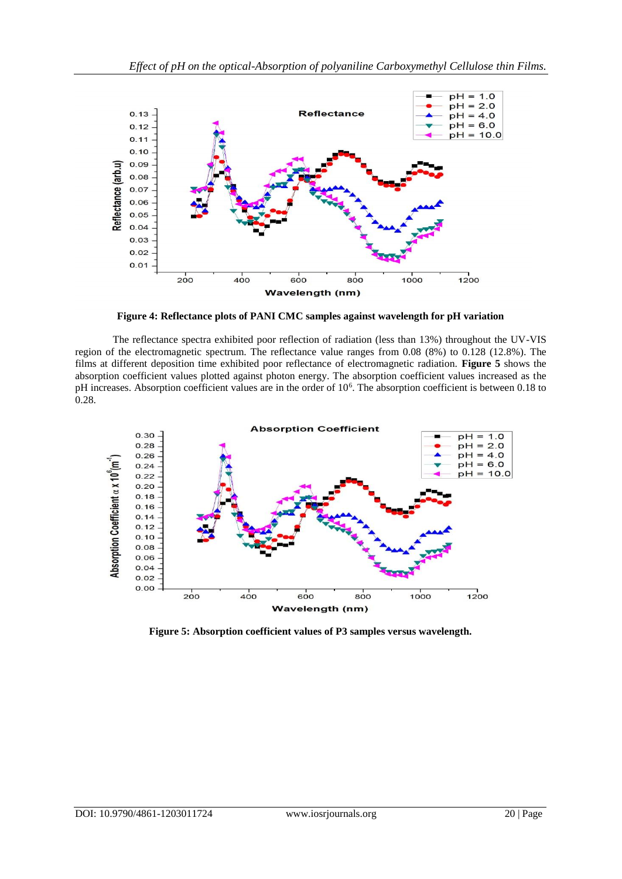**Figure 4: Reflectance plots of PANI CMC samples against wavelength for pH variation**

The reflectance spectra exhibited poor reflection of radiation (less than 13%) throughout the UV-VIS region of the electromagnetic spectrum. The reflectance value ranges from 0.08 (8%) to 0.128 (12.8%). The films at different deposition time exhibited poor reflectance of electromagnetic radiation. **Figure 5** shows the absorption coefficient values plotted against photon energy. The absorption coefficient values increased as the pH increases. Absorption coefficient values are in the order of $10^6$. The absorption coefficient is between 0.18 to 0.28.

**Figure 5: Absorption coefficient values of P3 samples versus wavelength.**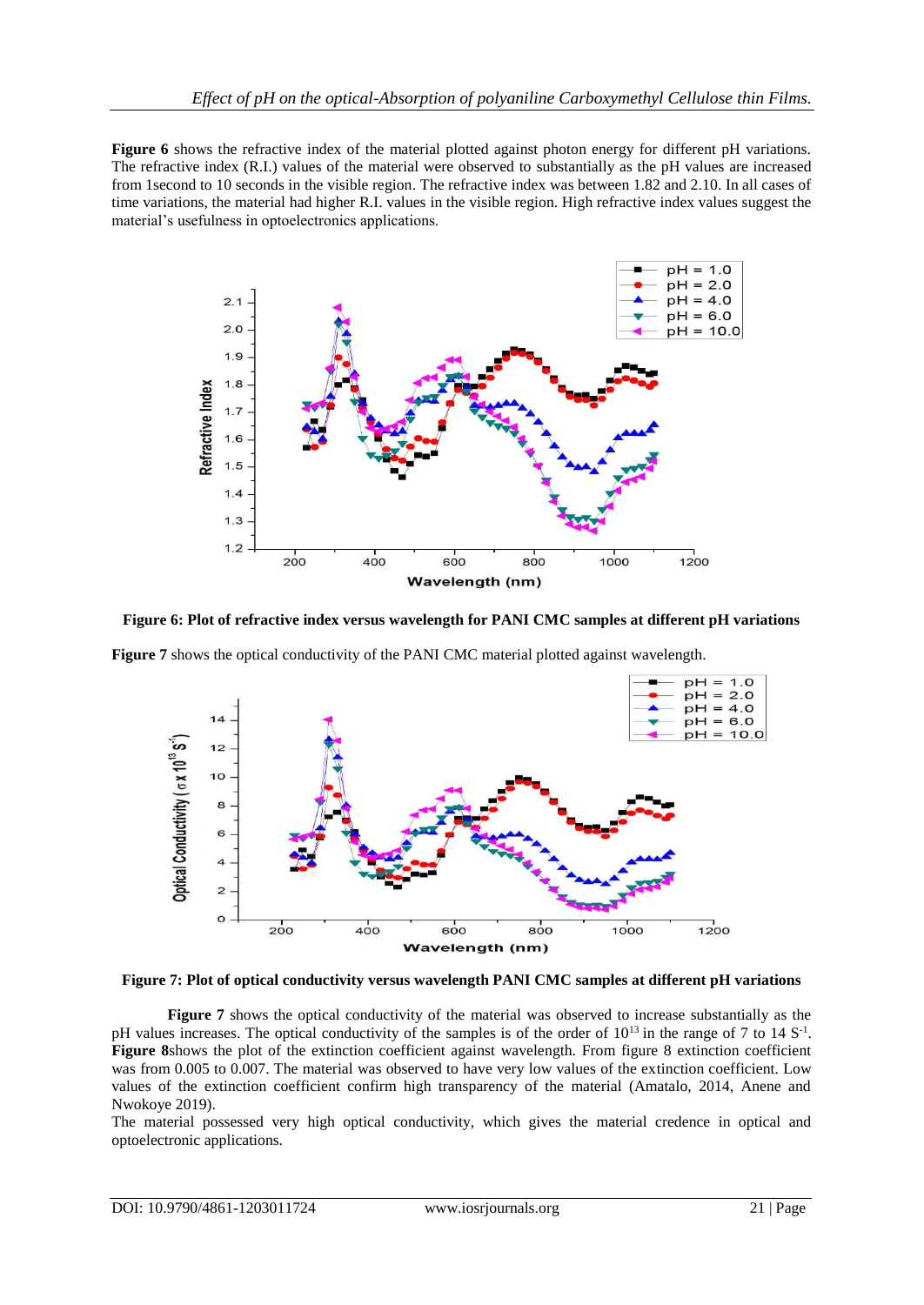**Figure 6** shows the refractive index of the material plotted against photon energy for different pH variations. The refractive index (R.I.) values of the material were observed to substantially as the pH values are increased from 1second to 10 seconds in the visible region. The refractive index was between 1.82 and 2.10. In all cases of time variations, the material had higher R.I. values in the visible region. High refractive index values suggest the material's usefulness in optoelectronics applications.

**Figure 6: Plot of refractive index versus wavelength for PANI CMC samples at different pH variations**

**Figure 7** shows the optical conductivity of the PANI CMC material plotted against wavelength.

**Figure 7: Plot of optical conductivity versus wavelength PANI CMC samples at different pH variations**

**Figure 7** shows the optical conductivity of the material was observed to increase substantially as the pH values increases. The optical conductivity of the samples is of the order of $10^{13}$ in the range of 7 to 14 $S^{-1}$. **Figure 8**shows the plot of the extinction coefficient against wavelength. From figure 8 extinction coefficient was from 0.005 to 0.007. The material was observed to have very low values of the extinction coefficient. Low values of the extinction coefficient confirm high transparency of the material (Amatalo, 2014, Anene and Nwokoye 2019).

The material possessed very high optical conductivity, which gives the material credence in optical and optoelectronic applications.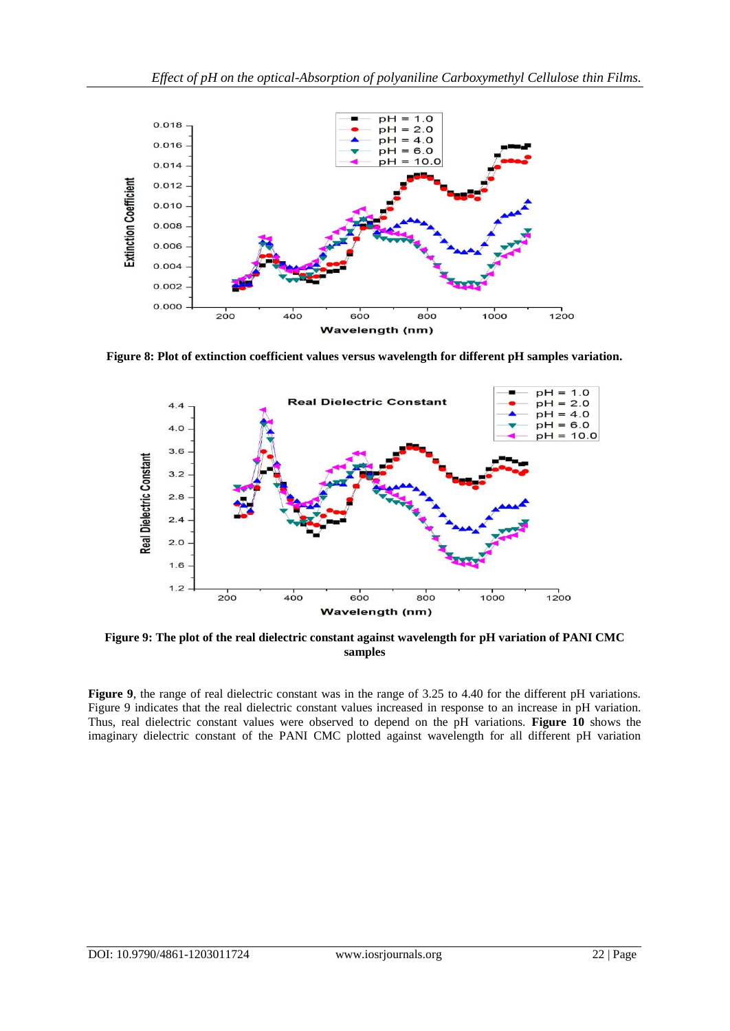Figure 8: Plot of extinction coefficient values versus wavelength for different pH samples variation.

Figure 9: The plot of the real dielectric constant against wavelength for pH variation of PANI CMC samples

**Figure 9**, the range of real dielectric constant was in the range of 3.25 to 4.40 for the different pH variations. Figure 9 indicates that the real dielectric constant values increased in response to an increase in pH variation. Thus, real dielectric constant values were observed to depend on the pH variations. **Figure 10** shows the imaginary dielectric constant of the PANI CMC plotted against wavelength for all different pH variation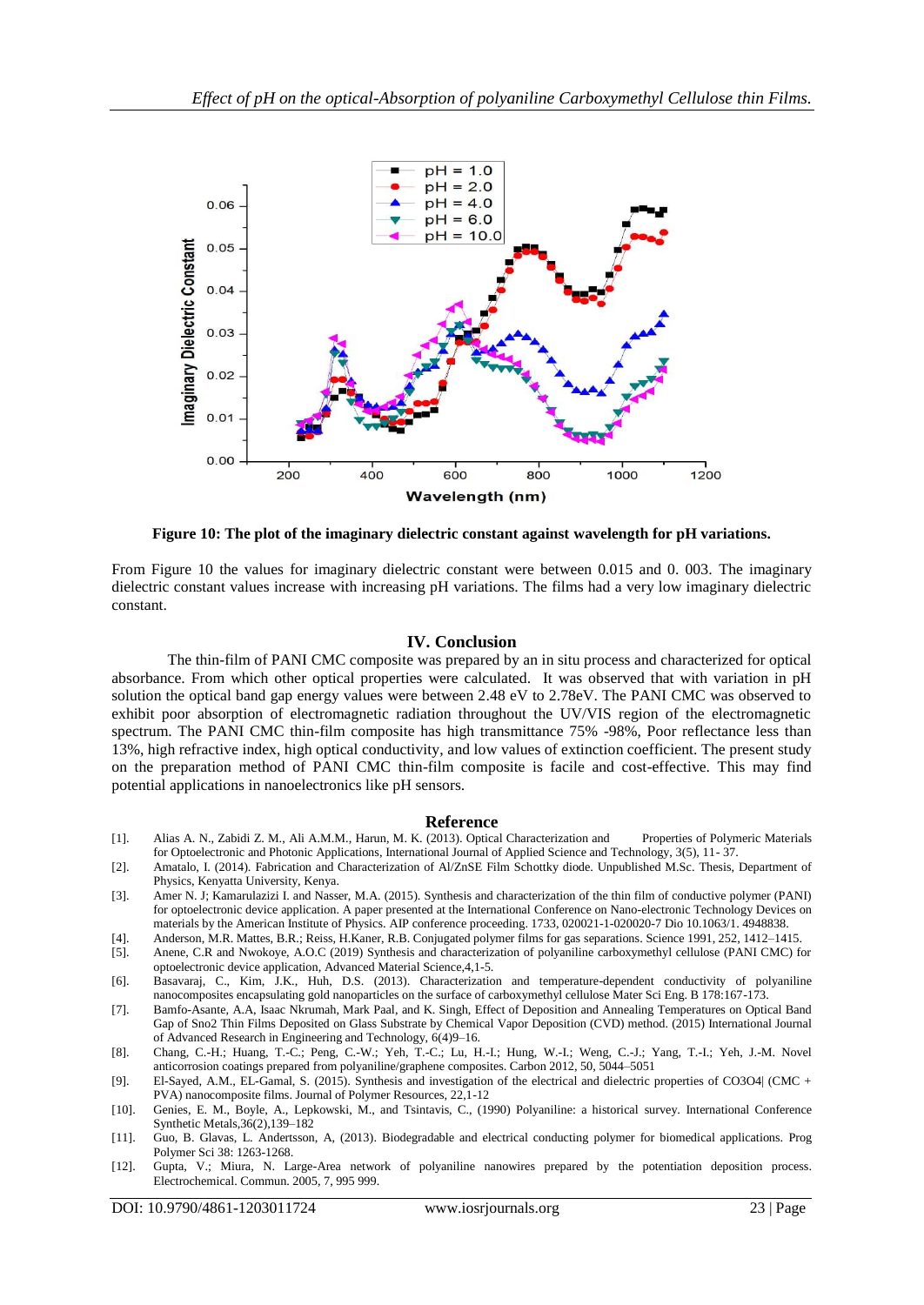**Figure 10: The plot of the imaginary dielectric constant against wavelength for pH variations.**

From Figure 10 the values for imaginary dielectric constant were between 0.015 and 0. 003. The imaginary dielectric constant values increase with increasing pH variations. The films had a very low imaginary dielectric constant.

## IV. Conclusion

The thin-film of PANI CMC composite was prepared by an in situ process and characterized for optical absorbance. From which other optical properties were calculated. It was observed that with variation in pH solution the optical band gap energy values were between 2.48 eV to 2.78eV. The PANI CMC was observed to exhibit poor absorption of electromagnetic radiation throughout the UV/VIS region of the electromagnetic spectrum. The PANI CMC thin-film composite has high transmittance 75% -98%, Poor reflectance less than 13%, high refractive index, high optical conductivity, and low values of extinction coefficient. The present study on the preparation method of PANI CMC thin-film composite is facile and cost-effective. This may find potential applications in nanoelectronics like pH sensors.

## Reference

[1]. Alias A. N., Zabidi Z. M., Ali A.M.M., Harun, M. K. (2013). Optical Characterization and Properties of Polymeric Materials for Optoelectronic and Photonic Applications, International Journal of Applied Science and Technology, 3(5), 11- 37.

[2]. Amatalo, I. (2014). Fabrication and Characterization of Al/ZnSE Film Schottky diode. Unpublished M.Sc. Thesis, Department of Physics, Kenyatta University, Kenya.

[3]. Amer N. J; Kamarulazizi I. and Nasser, M.A. (2015). Synthesis and characterization of the thin film of conductive polymer (PANI) for optoelectronic device application. A paper presented at the International Conference on Nano-electronic Technology Devices on materials by the American Institute of Physics. AIP conference proceeding. 1733, 020021-1-020020-7 Dio 10.1063/1. 4948838.

[4]. Anderson, M.R. Mattes, B.R.; Reiss, H.Kaner, R.B. Conjugated polymer films for gas separations. Science 1991, 252, 1412–1415.

[5]. Anene, C.R and Nwokoye, A.O.C (2019) Synthesis and characterization of polyaniline carboxymethyl cellulose (PANI CMC) for optoelectronic device application, Advanced Material Science,4,1-5.

[6]. Basavaraj, C., Kim, J.K., Huh, D.S. (2013). Characterization and temperature-dependent conductivity of polyaniline nanocomposites encapsulating gold nanoparticles on the surface of carboxymethyl cellulose Mater Sci Eng. B 178:167-173.

[7]. Bamfo-Asante, A.A, Isaac Nkrumah, Mark Paal, and K. Singh, Effect of Deposition and Annealing Temperatures on Optical Band Gap of Sno2 Thin Films Deposited on Glass Substrate by Chemical Vapor Deposition (CVD) method. (2015) International Journal of Advanced Research in Engineering and Technology, 6(4)9–16.

[8]. Chang, C.-H.; Huang, T.-C.; Peng, C.-W.; Yeh, T.-C.; Lu, H.-I.; Hung, W.-I.; Weng, C.-J.; Yang, T.-I.; Yeh, J.-M. Novel anticorrosion coatings prepared from polyaniline/graphene composites. Carbon 2012, 50, 5044–5051

[9]. El-Sayed, A.M., EL-Gamal, S. (2015). Synthesis and investigation of the electrical and dielectric properties of CO3O4| (CMC + PVA) nanocomposite films. Journal of Polymer Resources, 22,1-12

[10]. Genies, E. M., Boyle, A., Lepkowski, M., and Tsintavis, C., (1990) Polyaniline: a historical survey. International Conference Synthetic Metals,36(2),139–182

[11]. Guo, B. Glavas, L. Andertsson, A, (2013). Biodegradable and electrical conducting polymer for biomedical applications. Prog Polymer Sci 38: 1263-1268.

[12]. Gupta, V.; Miura, N. Large-Area network of polyaniline nanowires prepared by the potentiation deposition process. Electrochemical. Commun. 2005, 7, 995 999.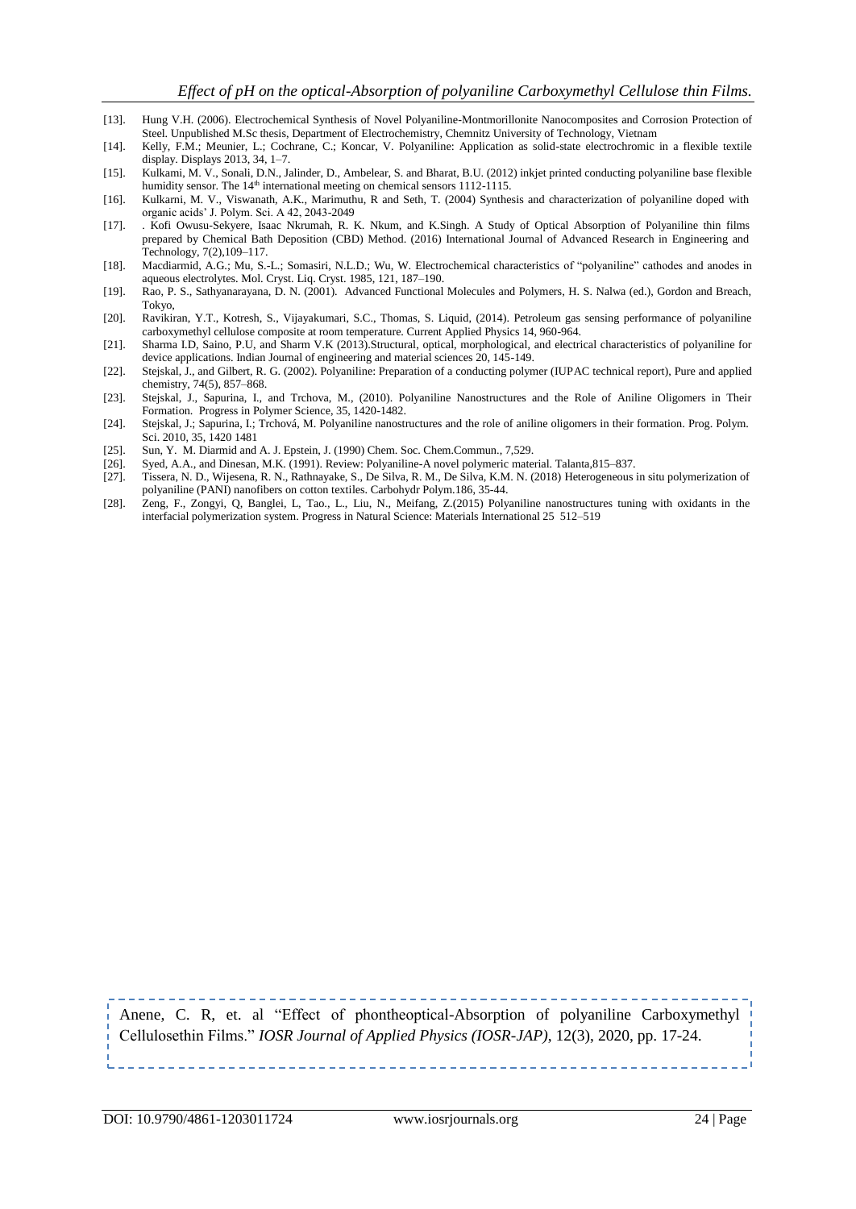[13]. Hung V.H. (2006). Electrochemical Synthesis of Novel Polyaniline-Montmorillonite Nanocomposites and Corrosion Protection of Steel. Unpublished M.Sc thesis, Department of Electrochemistry, Chemnitz University of Technology, Vietnam

[14]. Kelly, F.M.; Meunier, L.; Cochrane, C.; Koncar, V. Polyaniline: Application as solid-state electrochromic in a flexible textile display. Displays 2013, 34, 1–7.

[15]. Kulkami, M. V., Sonali, D.N., Jalinder, D., Ambelear, S. and Bharat, B.U. (2012) inkjet printed conducting polyaniline base flexible humidity sensor. The 14th international meeting on chemical sensors 1112-1115.

[16]. Kulkarni, M. V., Viswanath, A.K., Marimuthu, R and Seth, T. (2004) Synthesis and characterization of polyaniline doped with organic acids' J. Polym. Sci. A 42, 2043-2049

[17]. . Kofi Owusu-Sekyere, Isaac Nkrumah, R. K. Nkum, and K.Singh. A Study of Optical Absorption of Polyaniline thin films prepared by Chemical Bath Deposition (CBD) Method. (2016) International Journal of Advanced Research in Engineering and Technology, 7(2),109–117.

[18]. Macdiarmid, A.G.; Mu, S.-L.; Somasiri, N.L.D.; Wu, W. Electrochemical characteristics of "polyaniline" cathodes and anodes in aqueous electrolytes. Mol. Cryst. Liq. Cryst. 1985, 121, 187–190.

[19]. Rao, P. S., Sathyanarayana, D. N. (2001). Advanced Functional Molecules and Polymers, H. S. Nalwa (ed.), Gordon and Breach, Tokyo,

[20]. Ravikiran, Y.T., Kotresh, S., Vijayakumari, S.C., Thomas, S. Liquid, (2014). Petroleum gas sensing performance of polyaniline carboxymethyl cellulose composite at room temperature. Current Applied Physics 14, 960-964.

[21]. Sharma I.D, Saino, P.U, and Sharm V.K (2013).Structural, optical, morphological, and electrical characteristics of polyaniline for device applications. Indian Journal of engineering and material sciences 20, 145-149.

[22]. Stejskal, J., and Gilbert, R. G. (2002). Polyaniline: Preparation of a conducting polymer (IUPAC technical report), Pure and applied chemistry, 74(5), 857–868.

[23]. Stejskal, J., Sapurina, I., and Trchova, M., (2010). Polyaniline Nanostructures and the Role of Aniline Oligomers in Their Formation. Progress in Polymer Science, 35, 1420-1482.

[24]. Stejskal, J.; Sapurina, I.; Trchová, M. Polyaniline nanostructures and the role of aniline oligomers in their formation. Prog. Polym. Sci. 2010, 35, 1420 1481

[25]. Sun, Y. M. Diarmid and A. J. Epstein, J. (1990) Chem. Soc. Chem.Commun., 7,529.

[26]. Syed, A.A., and Dinesan, M.K. (1991). Review: Polyaniline-A novel polymeric material. Talanta,815–837.

[27]. Tissera, N. D., Wijesena, R. N., Rathnayake, S., De Silva, R. M., De Silva, K.M. N. (2018) Heterogeneous in situ polymerization of polyaniline (PANI) nanofibers on cotton textiles. Carbohydr Polym.186, 35-44.

[28]. Zeng, F., Zongyi, Q, Banglei, L, Tao., L., Liu, N., Meifang, Z.(2015) Polyaniline nanostructures tuning with oxidants in the interfacial polymerization system. Progress in Natural Science: Materials International 25 512–519

Anene, C. R, et. al "Effect of phontheoptical-Absorption of polyaniline Carboxymethyl Cellulosethin Films." *IOSR Journal of Applied Physics (IOSR-JAP)*, 12(3), 2020, pp. 17-24.